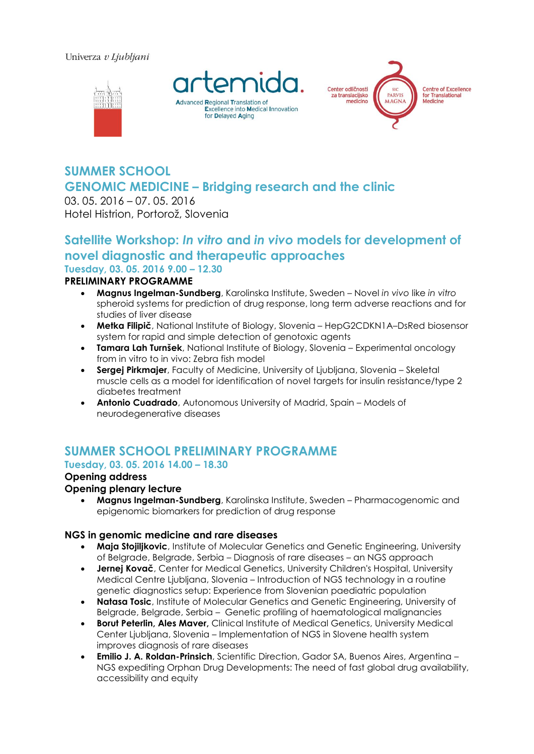Univerza *v Ljubljani*

artemida.

Advanced Regional Translation of Excellence into Medical Innovation for Delayed Aging

Center odličnosti za translacijsko medicino — SIC PARVIS MAGNA — Centre of Excellence for Translational Medicine

## SUMMER SCHOOL
## GENOMIC MEDICINE – Bridging research and the clinic

03. 05. 2016 – 07. 05. 2016
Hotel Histrion, Portorož, Slovenia

## Satellite Workshop: *In vitro* and *in vivo* models for development of novel diagnostic and therapeutic approaches

### Tuesday, 03. 05. 2016 9.00 – 12.30

**PRELIMINARY PROGRAMME**

- **Magnus Ingelman-Sundberg**, Karolinska Institute, Sweden – Novel *in vivo* like *in vitro* spheroid systems for prediction of drug response, long term adverse reactions and for studies of liver disease
- **Metka Filipič**, National Institute of Biology, Slovenia – HepG2CDKN1A–DsRed biosensor system for rapid and simple detection of genotoxic agents
- **Tamara Lah Turnšek**, National Institute of Biology, Slovenia – Experimental oncology from in vitro to in vivo: Zebra fish model
- **Sergej Pirkmajer**, Faculty of Medicine, University of Ljubljana, Slovenia – Skeletal muscle cells as a model for identification of novel targets for insulin resistance/type 2 diabetes treatment
- **Antonio Cuadrado**, Autonomous University of Madrid, Spain – Models of neurodegenerative diseases

## SUMMER SCHOOL PRELIMINARY PROGRAMME

### Tuesday, 03. 05. 2016 14.00 – 18.30

**Opening address**

**Opening plenary lecture**

- **Magnus Ingelman-Sundberg**, Karolinska Institute, Sweden – Pharmacogenomic and epigenomic biomarkers for prediction of drug response

**NGS in genomic medicine and rare diseases**

- **Maja Stojiljkovic**, Institute of Molecular Genetics and Genetic Engineering, University of Belgrade, Belgrade, Serbia – Diagnosis of rare diseases – an NGS approach
- **Jernej Kovač**, Center for Medical Genetics, University Children's Hospital, University Medical Centre Ljubljana, Slovenia – Introduction of NGS technology in a routine genetic diagnostics setup: Experience from Slovenian paediatric population
- **Natasa Tosic**, Institute of Molecular Genetics and Genetic Engineering, University of Belgrade, Belgrade, Serbia – Genetic profiling of haematological malignancies
- **Borut Peterlin, Ales Maver,** Clinical Institute of Medical Genetics, University Medical Center Ljubljana, Slovenia – Implementation of NGS in Slovene health system improves diagnosis of rare diseases
- **Emilio J. A. Roldan-Prinsich**, Scientific Direction, Gador SA, Buenos Aires, Argentina – NGS expediting Orphan Drug Developments: The need of fast global drug availability, accessibility and equity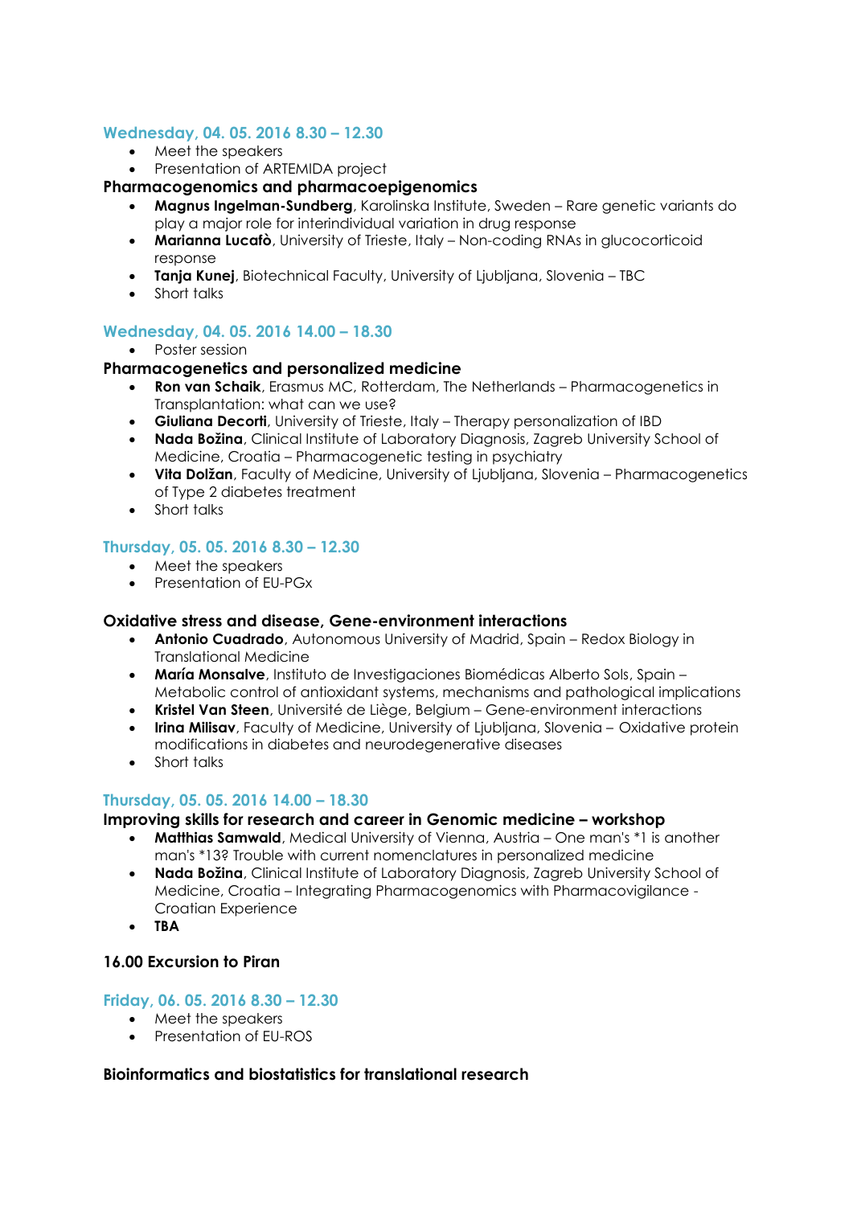### Wednesday, 04. 05. 2016 8.30 – 12.30

- Meet the speakers
- Presentation of ARTEMIDA project

**Pharmacogenomics and pharmacoepigenomics**

- **Magnus Ingelman-Sundberg**, Karolinska Institute, Sweden – Rare genetic variants do play a major role for interindividual variation in drug response
- **Marianna Lucafò**, University of Trieste, Italy – Non-coding RNAs in glucocorticoid response
- **Tanja Kunej**, Biotechnical Faculty, University of Ljubljana, Slovenia – TBC
- Short talks

### Wednesday, 04. 05. 2016 14.00 – 18.30

- Poster session

**Pharmacogenetics and personalized medicine**

- **Ron van Schaik**, Erasmus MC, Rotterdam, The Netherlands – Pharmacogenetics in Transplantation: what can we use?
- **Giuliana Decorti**, University of Trieste, Italy – Therapy personalization of IBD
- **Nada Božina**, Clinical Institute of Laboratory Diagnosis, Zagreb University School of Medicine, Croatia – Pharmacogenetic testing in psychiatry
- **Vita Dolžan**, Faculty of Medicine, University of Ljubljana, Slovenia – Pharmacogenetics of Type 2 diabetes treatment
- Short talks

### Thursday, 05. 05. 2016 8.30 – 12.30

- Meet the speakers
- Presentation of EU-PGx

**Oxidative stress and disease, Gene-environment interactions**

- **Antonio Cuadrado**, Autonomous University of Madrid, Spain – Redox Biology in Translational Medicine
- **María Monsalve**, Instituto de Investigaciones Biomédicas Alberto Sols, Spain – Metabolic control of antioxidant systems, mechanisms and pathological implications
- **Kristel Van Steen**, Université de Liège, Belgium – Gene-environment interactions
- **Irina Milisav**, Faculty of Medicine, University of Ljubljana, Slovenia – Oxidative protein modifications in diabetes and neurodegenerative diseases
- Short talks

### Thursday, 05. 05. 2016 14.00 – 18.30

**Improving skills for research and career in Genomic medicine – workshop**

- **Matthias Samwald**, Medical University of Vienna, Austria – One man's *1 is another man's *13? Trouble with current nomenclatures in personalized medicine
- **Nada Božina**, Clinical Institute of Laboratory Diagnosis, Zagreb University School of Medicine, Croatia – Integrating Pharmacogenomics with Pharmacovigilance - Croatian Experience
- **TBA**

**16.00 Excursion to Piran**

### Friday, 06. 05. 2016 8.30 – 12.30

- Meet the speakers
- Presentation of EU-ROS

**Bioinformatics and biostatistics for translational research**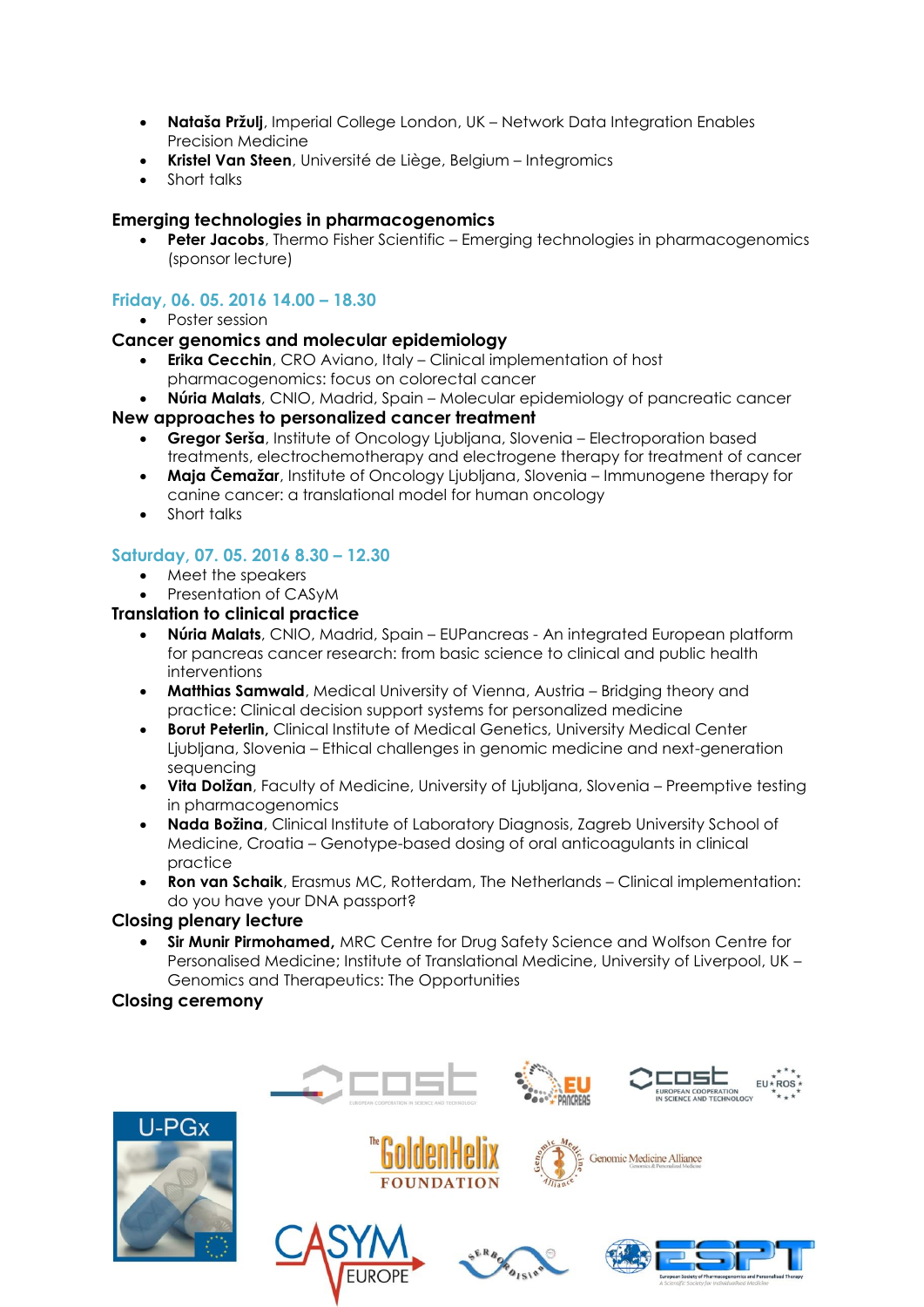- **Nataša Pržulj**, Imperial College London, UK – Network Data Integration Enables Precision Medicine
- **Kristel Van Steen**, Université de Liège, Belgium – Integromics
- Short talks

### Emerging technologies in pharmacogenomics

- **Peter Jacobs**, Thermo Fisher Scientific – Emerging technologies in pharmacogenomics (sponsor lecture)

## Friday, 06. 05. 2016 14.00 – 18.30

- Poster session

### Cancer genomics and molecular epidemiology

- **Erika Cecchin**, CRO Aviano, Italy – Clinical implementation of host pharmacogenomics: focus on colorectal cancer
- **Núria Malats**, CNIO, Madrid, Spain – Molecular epidemiology of pancreatic cancer

### New approaches to personalized cancer treatment

- **Gregor Serša**, Institute of Oncology Ljubljana, Slovenia – Electroporation based treatments, electrochemotherapy and electrogene therapy for treatment of cancer
- **Maja Čemažar**, Institute of Oncology Ljubljana, Slovenia – Immunogene therapy for canine cancer: a translational model for human oncology
- Short talks

## Saturday, 07. 05. 2016 8.30 – 12.30

- Meet the speakers
- Presentation of CASyM

### Translation to clinical practice

- **Núria Malats**, CNIO, Madrid, Spain – EUPancreas - An integrated European platform for pancreas cancer research: from basic science to clinical and public health interventions
- **Matthias Samwald**, Medical University of Vienna, Austria – Bridging theory and practice: Clinical decision support systems for personalized medicine
- **Borut Peterlin,** Clinical Institute of Medical Genetics, University Medical Center Ljubljana, Slovenia – Ethical challenges in genomic medicine and next-generation sequencing
- **Vita Dolžan**, Faculty of Medicine, University of Ljubljana, Slovenia – Preemptive testing in pharmacogenomics
- **Nada Božina**, Clinical Institute of Laboratory Diagnosis, Zagreb University School of Medicine, Croatia – Genotype-based dosing of oral anticoagulants in clinical practice
- **Ron van Schaik**, Erasmus MC, Rotterdam, The Netherlands – Clinical implementation: do you have your DNA passport?

### Closing plenary lecture

- **Sir Munir Pirmohamed,** MRC Centre for Drug Safety Science and Wolfson Centre for Personalised Medicine; Institute of Translational Medicine, University of Liverpool, UK – Genomics and Therapeutics: The Opportunities

### Closing ceremony